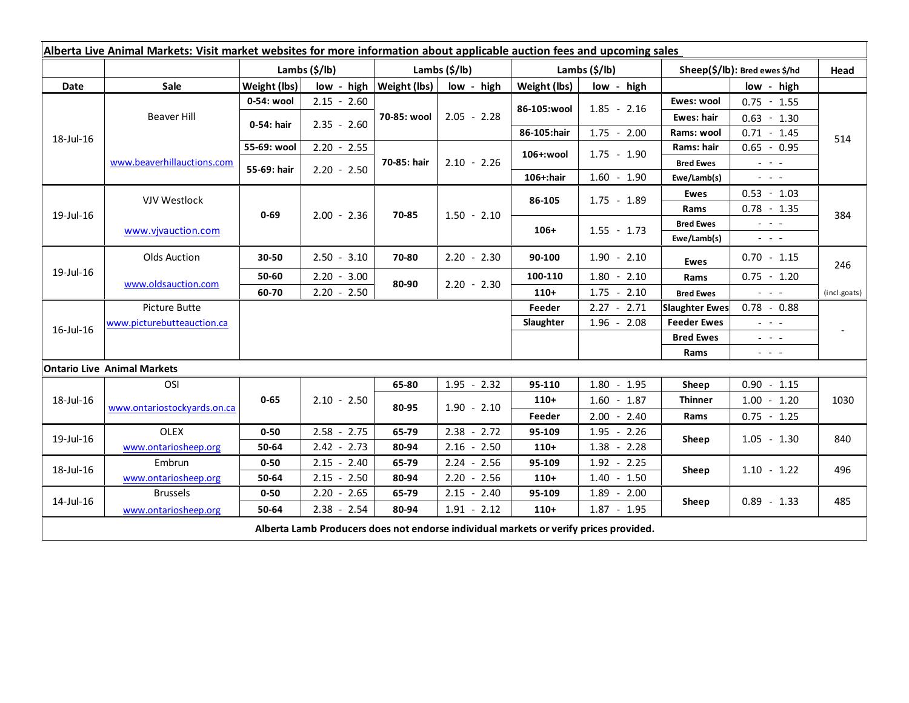**Alberta Live Animal Markets: Visit market websites for more information about applicable auction fees and upcoming sales**

| Date | Sale | Lambs ($/lb) | | Lambs ($/lb) | | Lambs ($/lb) | | Sheep($/lb): Bred ewes $/hd | | Head |
|---|---|---|---|---|---|---|---|---|---|---|
| | | Weight (lbs) | low - high | Weight (lbs) | low - high | Weight (lbs) | low - high | | low - high | |
| 18-Jul-16 | Beaver Hill www.beaverhillauctions.com | 0-54: wool | 2.15 - 2.60 | 70-85: wool | 2.05 - 2.28 | 86-105:wool | 1.85 - 2.16 | Ewes: wool | 0.75 - 1.55 | 514 |
| | | 0-54: hair | 2.35 - 2.60 | | | | | Ewes: hair | 0.63 - 1.30 | |
| | | | | | | 86-105:hair | 1.75 - 2.00 | Rams: wool | 0.71 - 1.45 | |
| | | 55-69: wool | 2.20 - 2.55 | 70-85: hair | 2.10 - 2.26 | 106+:wool | 1.75 - 1.90 | Rams: hair | 0.65 - 0.95 | |
| | | 55-69: hair | 2.20 - 2.50 | | | | | Bred Ewes | - - - | |
| | | | | | | 106+:hair | 1.60 - 1.90 | Ewe/Lamb(s) | - - - | |
| 19-Jul-16 | VJV Westlock www.vjvauction.com | 0-69 | 2.00 - 2.36 | 70-85 | 1.50 - 2.10 | 86-105 | 1.75 - 1.89 | Ewes | 0.53 - 1.03 | 384 |
| | | | | | | | | Rams | 0.78 - 1.35 | |
| | | | | | | 106+ | 1.55 - 1.73 | Bred Ewes | - - - | |
| | | | | | | | | Ewe/Lamb(s) | - - - | |
| 19-Jul-16 | Olds Auction www.oldsauction.com | 30-50 | 2.50 - 3.10 | 70-80 | 2.20 - 2.30 | 90-100 | 1.90 - 2.10 | Ewes | 0.70 - 1.15 | 246 (incl.goats) |
| | | 50-60 | 2.20 - 3.00 | 80-90 | 2.20 - 2.30 | 100-110 | 1.80 - 2.10 | Rams | 0.75 - 1.20 | |
| | | 60-70 | 2.20 - 2.50 | | | 110+ | 1.75 - 2.10 | Bred Ewes | - - - | |
| 16-Jul-16 | Picture Butte www.picturebutteauction.ca | | | | | Feeder | 2.27 - 2.71 | Slaughter Ewes | 0.78 - 0.88 | - |
| | | | | | | Slaughter | 1.96 - 2.08 | Feeder Ewes | - - - | |
| | | | | | | | | Bred Ewes | - - - | |
| | | | | | | | | Rams | - - - | |
| **Ontario Live Animal Markets** | | | | | | | | | | |
| 18-Jul-16 | OSI www.ontariostockyards.on.ca | 0-65 | 2.10 - 2.50 | 65-80 | 1.95 - 2.32 | 95-110 | 1.80 - 1.95 | Sheep | 0.90 - 1.15 | 1030 |
| | | | | 80-95 | 1.90 - 2.10 | 110+ | 1.60 - 1.87 | Thinner | 1.00 - 1.20 | |
| | | | | | | Feeder | 2.00 - 2.40 | Rams | 0.75 - 1.25 | |
| 19-Jul-16 | OLEX www.ontariosheep.org | 0-50 | 2.58 - 2.75 | 65-79 | 2.38 - 2.72 | 95-109 | 1.95 - 2.26 | Sheep | 1.05 - 1.30 | 840 |
| | | 50-64 | 2.42 - 2.73 | 80-94 | 2.16 - 2.50 | 110+ | 1.38 - 2.28 | | | |
| 18-Jul-16 | Embrun www.ontariosheep.org | 0-50 | 2.15 - 2.40 | 65-79 | 2.24 - 2.56 | 95-109 | 1.92 - 2.25 | Sheep | 1.10 - 1.22 | 496 |
| | | 50-64 | 2.15 - 2.50 | 80-94 | 2.20 - 2.56 | 110+ | 1.40 - 1.50 | | | |
| 14-Jul-16 | Brussels www.ontariosheep.org | 0-50 | 2.20 - 2.65 | 65-79 | 2.15 - 2.40 | 95-109 | 1.89 - 2.00 | Sheep | 0.89 - 1.33 | 485 |
| | | 50-64 | 2.38 - 2.54 | 80-94 | 1.91 - 2.12 | 110+ | 1.87 - 1.95 | | | |

**Alberta Lamb Producers does not endorse individual markets or verify prices provided.**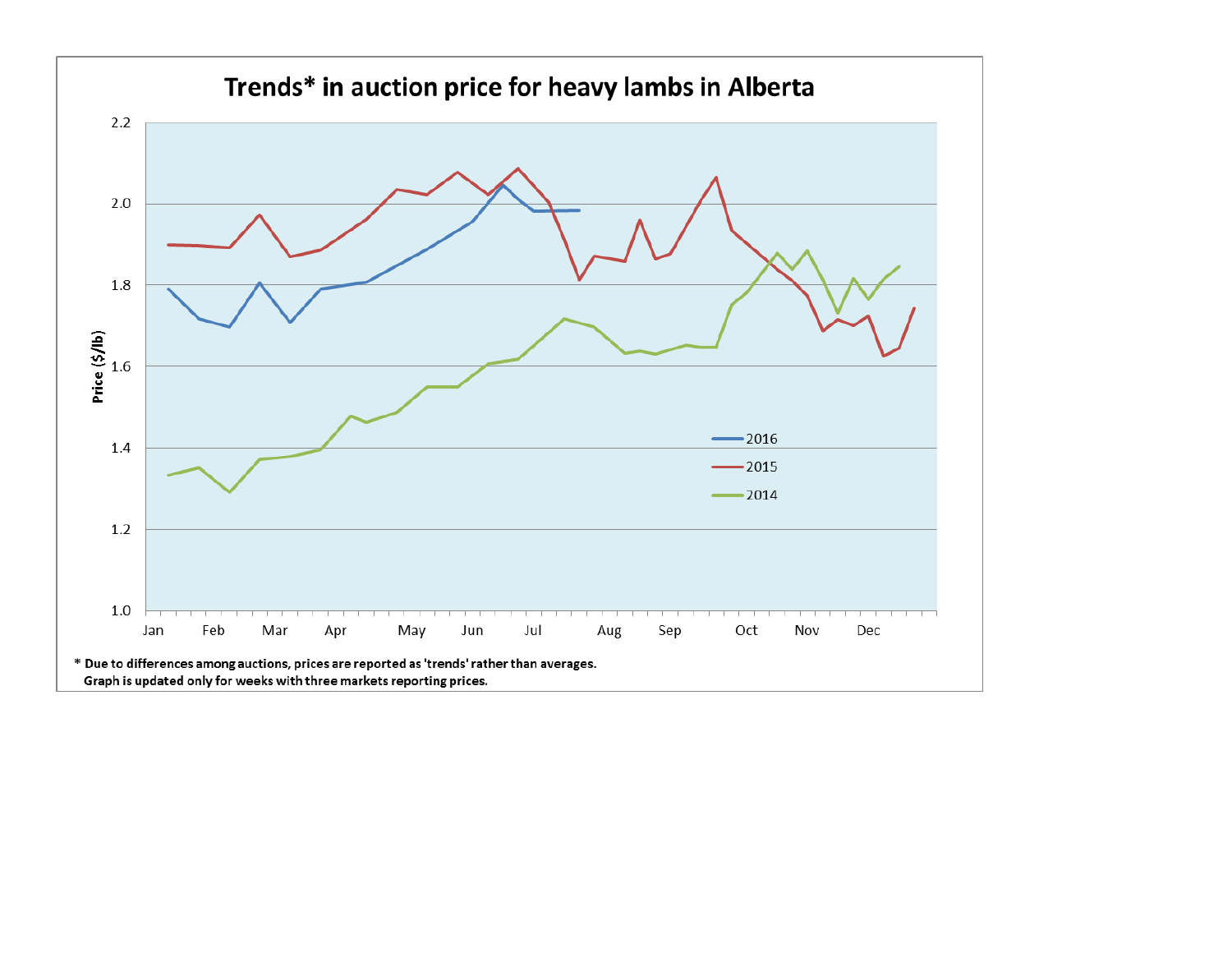# Trends* in auction price for heavy lambs in Alberta

Price ($/lb)

2.2
2.0
1.8
1.6
1.4
1.2
1.0

Jan Feb Mar Apr May Jun Jul Aug Sep Oct Nov Dec

2016
2015
2014

\* Due to differences among auctions, prices are reported as 'trends' rather than averages.
Graph is updated only for weeks with three markets reporting prices.